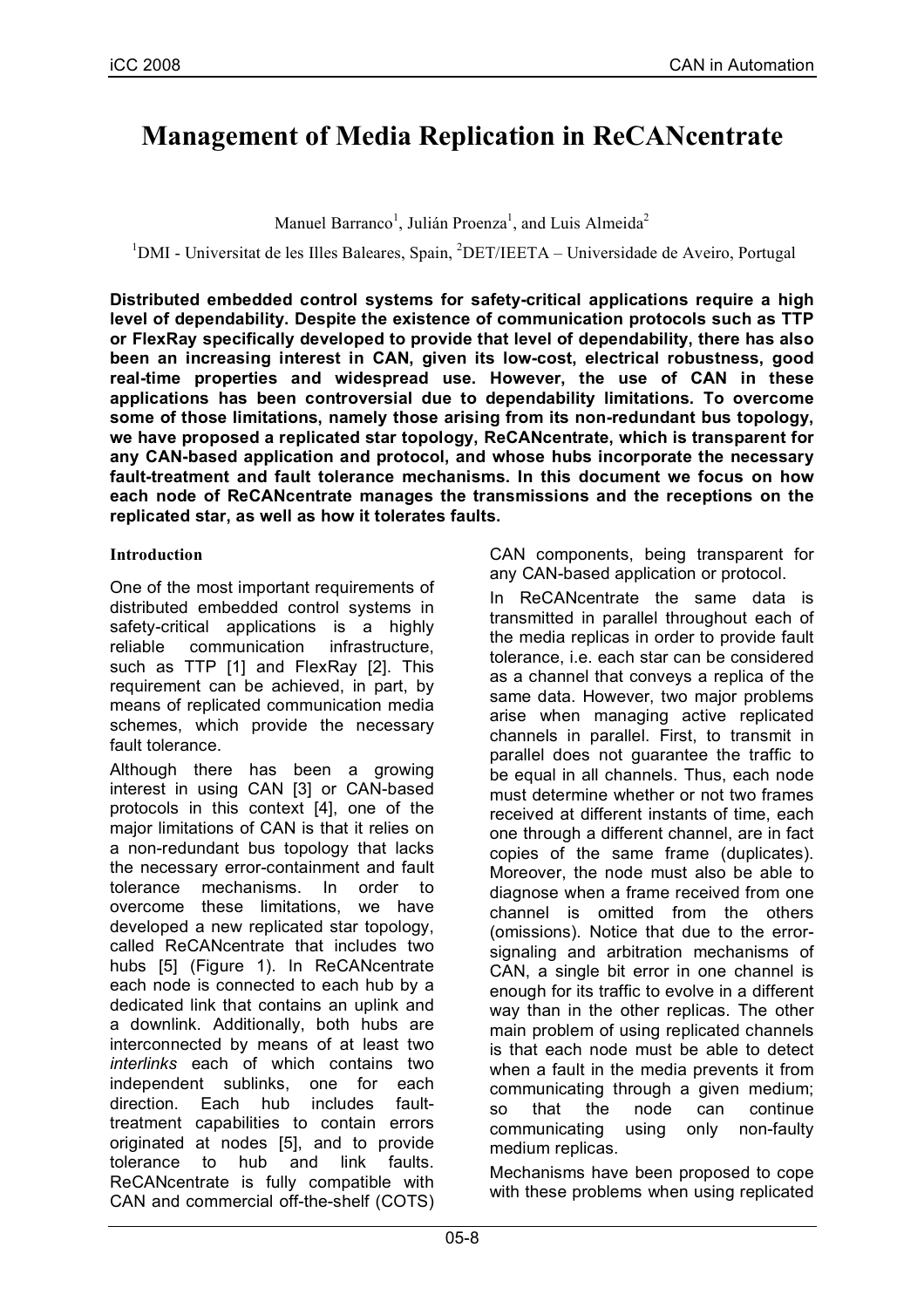# Management of Media Replication in ReCANcentrate

Manuel Barranco[1], Julián Proenza[1], and Luis Almeida[2]

[1]DMI - Universitat de les Illes Baleares, Spain, [2]DET/IEETA – Universidade de Aveiro, Portugal

**Distributed embedded control systems for safety-critical applications require a high level of dependability. Despite the existence of communication protocols such as TTP or FlexRay specifically developed to provide that level of dependability, there has also been an increasing interest in CAN, given its low-cost, electrical robustness, good real-time properties and widespread use. However, the use of CAN in these applications has been controversial due to dependability limitations. To overcome some of those limitations, namely those arising from its non-redundant bus topology, we have proposed a replicated star topology, ReCANcentrate, which is transparent for any CAN-based application and protocol, and whose hubs incorporate the necessary fault-treatment and fault tolerance mechanisms. In this document we focus on how each node of ReCANcentrate manages the transmissions and the receptions on the replicated star, as well as how it tolerates faults.**

## Introduction

One of the most important requirements of distributed embedded control systems in safety-critical applications is a highly reliable communication infrastructure, such as TTP [1] and FlexRay [2]. This requirement can be achieved, in part, by means of replicated communication media schemes, which provide the necessary fault tolerance.

Although there has been a growing interest in using CAN [3] or CAN-based protocols in this context [4], one of the major limitations of CAN is that it relies on a non-redundant bus topology that lacks the necessary error-containment and fault tolerance mechanisms. In order to overcome these limitations, we have developed a new replicated star topology, called ReCANcentrate that includes two hubs [5] (Figure 1). In ReCANcentrate each node is connected to each hub by a dedicated link that contains an uplink and a downlink. Additionally, both hubs are interconnected by means of at least two *interlinks* each of which contains two independent sublinks, one for each direction. Each hub includes fault-treatment capabilities to contain errors originated at nodes [5], and to provide tolerance to hub and link faults. ReCANcentrate is fully compatible with CAN and commercial off-the-shelf (COTS) CAN components, being transparent for any CAN-based application or protocol.

In ReCANcentrate the same data is transmitted in parallel throughout each of the media replicas in order to provide fault tolerance, i.e. each star can be considered as a channel that conveys a replica of the same data. However, two major problems arise when managing active replicated channels in parallel. First, to transmit in parallel does not guarantee the traffic to be equal in all channels. Thus, each node must determine whether or not two frames received at different instants of time, each one through a different channel, are in fact copies of the same frame (duplicates). Moreover, the node must also be able to diagnose when a frame received from one channel is omitted from the others (omissions). Notice that due to the error-signaling and arbitration mechanisms of CAN, a single bit error in one channel is enough for its traffic to evolve in a different way than in the other replicas. The other main problem of using replicated channels is that each node must be able to detect when a fault in the media prevents it from communicating through a given medium; so that the node can continue communicating using only non-faulty medium replicas.

Mechanisms have been proposed to cope with these problems when using replicated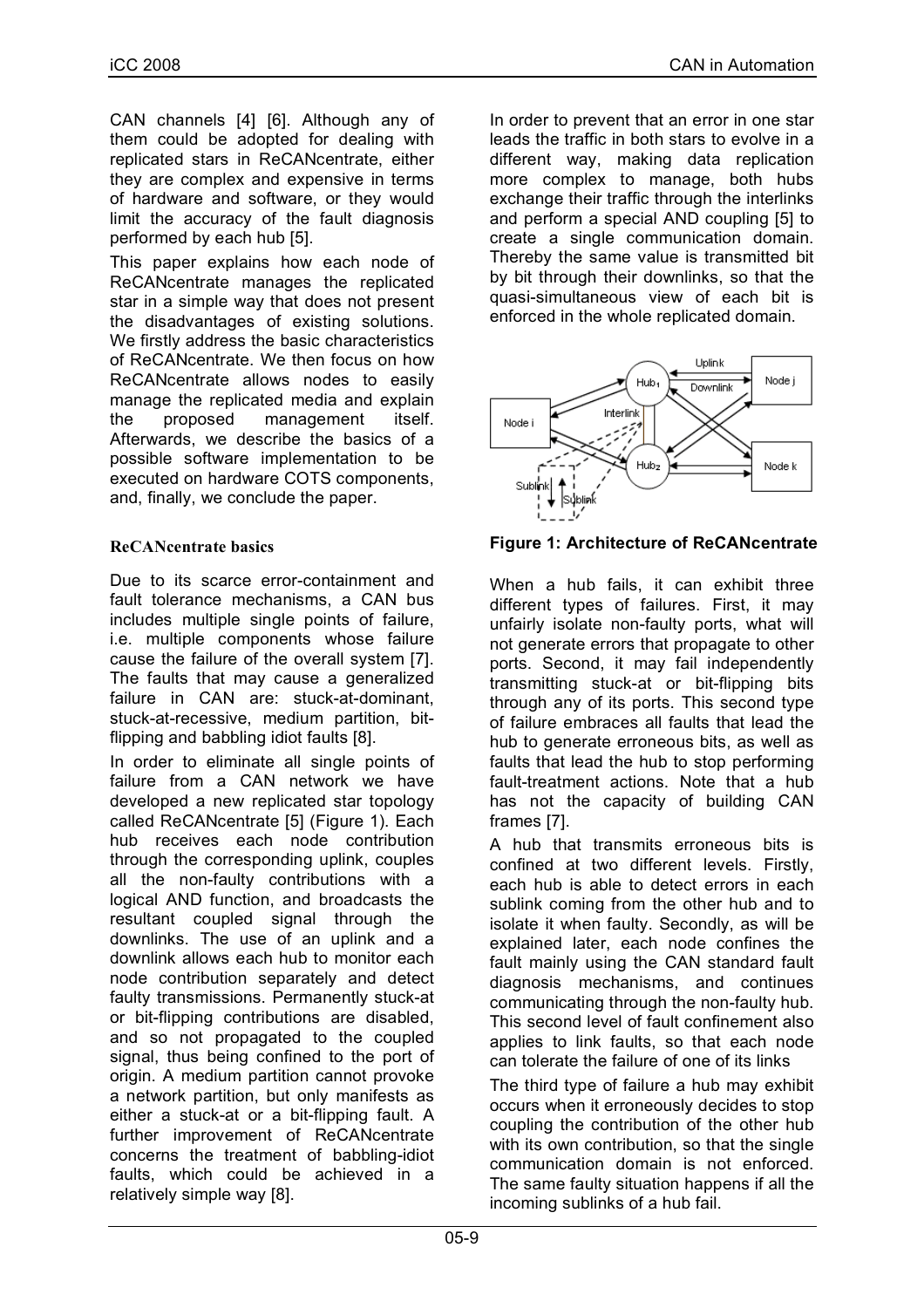CAN channels [4] [6]. Although any of them could be adopted for dealing with replicated stars in ReCANcentrate, either they are complex and expensive in terms of hardware and software, or they would limit the accuracy of the fault diagnosis performed by each hub [5].

This paper explains how each node of ReCANcentrate manages the replicated star in a simple way that does not present the disadvantages of existing solutions. We firstly address the basic characteristics of ReCANcentrate. We then focus on how ReCANcentrate allows nodes to easily manage the replicated media and explain the proposed management itself. Afterwards, we describe the basics of a possible software implementation to be executed on hardware COTS components, and, finally, we conclude the paper.

## ReCANcentrate basics

Due to its scarce error-containment and fault tolerance mechanisms, a CAN bus includes multiple single points of failure, i.e. multiple components whose failure cause the failure of the overall system [7]. The faults that may cause a generalized failure in CAN are: stuck-at-dominant, stuck-at-recessive, medium partition, bit-flipping and babbling idiot faults [8].

In order to eliminate all single points of failure from a CAN network we have developed a new replicated star topology called ReCANcentrate [5] (Figure 1). Each hub receives each node contribution through the corresponding uplink, couples all the non-faulty contributions with a logical AND function, and broadcasts the resultant coupled signal through the downlinks. The use of an uplink and a downlink allows each hub to monitor each node contribution separately and detect faulty transmissions. Permanently stuck-at or bit-flipping contributions are disabled, and so not propagated to the coupled signal, thus being confined to the port of origin. A medium partition cannot provoke a network partition, but only manifests as either a stuck-at or a bit-flipping fault. A further improvement of ReCANcentrate concerns the treatment of babbling-idiot faults, which could be achieved in a relatively simple way [8].

In order to prevent that an error in one star leads the traffic in both stars to evolve in a different way, making data replication more complex to manage, both hubs exchange their traffic through the interlinks and perform a special AND coupling [5] to create a single communication domain. Thereby the same value is transmitted bit by bit through their downlinks, so that the quasi-simultaneous view of each bit is enforced in the whole replicated domain.

**Figure 1: Architecture of ReCANcentrate**

When a hub fails, it can exhibit three different types of failures. First, it may unfairly isolate non-faulty ports, what will not generate errors that propagate to other ports. Second, it may fail independently transmitting stuck-at or bit-flipping bits through any of its ports. This second type of failure embraces all faults that lead the hub to generate erroneous bits, as well as faults that lead the hub to stop performing fault-treatment actions. Note that a hub has not the capacity of building CAN frames [7].

A hub that transmits erroneous bits is confined at two different levels. Firstly, each hub is able to detect errors in each sublink coming from the other hub and to isolate it when faulty. Secondly, as will be explained later, each node confines the fault mainly using the CAN standard fault diagnosis mechanisms, and continues communicating through the non-faulty hub. This second level of fault confinement also applies to link faults, so that each node can tolerate the failure of one of its links

The third type of failure a hub may exhibit occurs when it erroneously decides to stop coupling the contribution of the other hub with its own contribution, so that the single communication domain is not enforced. The same faulty situation happens if all the incoming sublinks of a hub fail.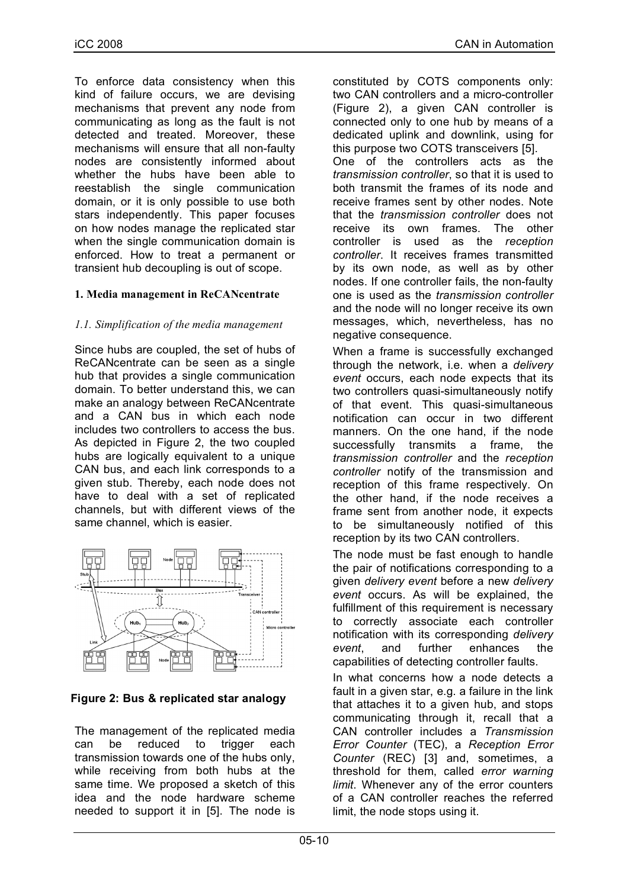To enforce data consistency when this kind of failure occurs, we are devising mechanisms that prevent any node from communicating as long as the fault is not detected and treated. Moreover, these mechanisms will ensure that all non-faulty nodes are consistently informed about whether the hubs have been able to reestablish the single communication domain, or it is only possible to use both stars independently. This paper focuses on how nodes manage the replicated star when the single communication domain is enforced. How to treat a permanent or transient hub decoupling is out of scope.

## 1. Media management in ReCANcentrate

### *1.1. Simplification of the media management*

Since hubs are coupled, the set of hubs of ReCANcentrate can be seen as a single hub that provides a single communication domain. To better understand this, we can make an analogy between ReCANcentrate and a CAN bus in which each node includes two controllers to access the bus. As depicted in Figure 2, the two coupled hubs are logically equivalent to a unique CAN bus, and each link corresponds to a given stub. Thereby, each node does not have to deal with a set of replicated channels, but with different views of the same channel, which is easier.

**Figure 2: Bus & replicated star analogy**

The management of the replicated media can be reduced to trigger each transmission towards one of the hubs only, while receiving from both hubs at the same time. We proposed a sketch of this idea and the node hardware scheme needed to support it in [5]. The node is constituted by COTS components only: two CAN controllers and a micro-controller (Figure 2), a given CAN controller is connected only to one hub by means of a dedicated uplink and downlink, using for this purpose two COTS transceivers [5].

One of the controllers acts as the *transmission controller*, so that it is used to both transmit the frames of its node and receive frames sent by other nodes. Note that the *transmission controller* does not receive its own frames. The other controller is used as the *reception controller*. It receives frames transmitted by its own node, as well as by other nodes. If one controller fails, the non-faulty one is used as the *transmission controller* and the node will no longer receive its own messages, which, nevertheless, has no negative consequence.

When a frame is successfully exchanged through the network, i.e. when a *delivery event* occurs, each node expects that its two controllers quasi-simultaneously notify of that event. This quasi-simultaneous notification can occur in two different manners. On the one hand, if the node successfully transmits a frame, the *transmission controller* and the *reception controller* notify of the transmission and reception of this frame respectively. On the other hand, if the node receives a frame sent from another node, it expects to be simultaneously notified of this reception by its two CAN controllers.

The node must be fast enough to handle the pair of notifications corresponding to a given *delivery event* before a new *delivery event* occurs. As will be explained, the fulfillment of this requirement is necessary to correctly associate each controller notification with its corresponding *delivery event*, and further enhances the capabilities of detecting controller faults.

In what concerns how a node detects a fault in a given star, e.g. a failure in the link that attaches it to a given hub, and stops communicating through it, recall that a CAN controller includes a *Transmission Error Counter* (TEC), a *Reception Error Counter* (REC) [3] and, sometimes, a threshold for them, called *error warning limit*. Whenever any of the error counters of a CAN controller reaches the referred limit, the node stops using it.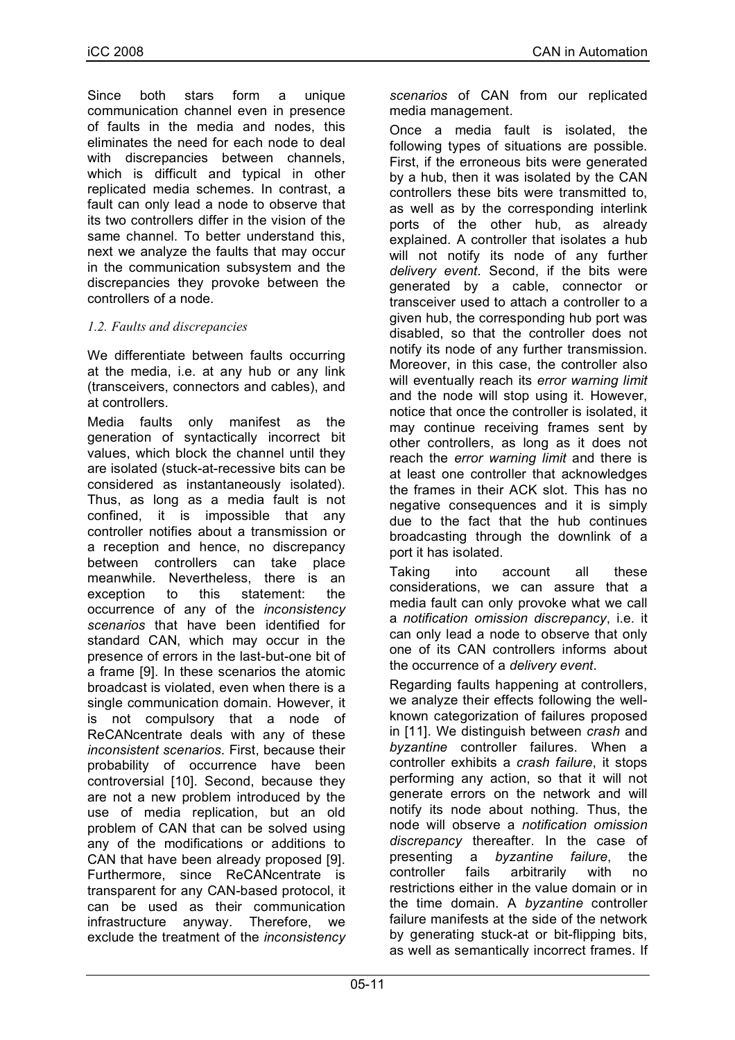Since both stars form a unique communication channel even in presence of faults in the media and nodes, this eliminates the need for each node to deal with discrepancies between channels, which is difficult and typical in other replicated media schemes. In contrast, a fault can only lead a node to observe that its two controllers differ in the vision of the same channel. To better understand this, next we analyze the faults that may occur in the communication subsystem and the discrepancies they provoke between the controllers of a node.

### *1.2. Faults and discrepancies*

We differentiate between faults occurring at the media, i.e. at any hub or any link (transceivers, connectors and cables), and at controllers.

Media faults only manifest as the generation of syntactically incorrect bit values, which block the channel until they are isolated (stuck-at-recessive bits can be considered as instantaneously isolated). Thus, as long as a media fault is not confined, it is impossible that any controller notifies about a transmission or a reception and hence, no discrepancy between controllers can take place meanwhile. Nevertheless, there is an exception to this statement: the occurrence of any of the *inconsistency scenarios* that have been identified for standard CAN, which may occur in the presence of errors in the last-but-one bit of a frame [9]. In these scenarios the atomic broadcast is violated, even when there is a single communication domain. However, it is not compulsory that a node of ReCANcentrate deals with any of these *inconsistent scenarios*. First, because their probability of occurrence have been controversial [10]. Second, because they are not a new problem introduced by the use of media replication, but an old problem of CAN that can be solved using any of the modifications or additions to CAN that have been already proposed [9]. Furthermore, since ReCANcentrate is transparent for any CAN-based protocol, it can be used as their communication infrastructure anyway. Therefore, we exclude the treatment of the *inconsistency scenarios* of CAN from our replicated media management.

Once a media fault is isolated, the following types of situations are possible. First, if the erroneous bits were generated by a hub, then it was isolated by the CAN controllers these bits were transmitted to, as well as by the corresponding interlink ports of the other hub, as already explained. A controller that isolates a hub will not notify its node of any further *delivery event*. Second, if the bits were generated by a cable, connector or transceiver used to attach a controller to a given hub, the corresponding hub port was disabled, so that the controller does not notify its node of any further transmission. Moreover, in this case, the controller also will eventually reach its *error warning limit* and the node will stop using it. However, notice that once the controller is isolated, it may continue receiving frames sent by other controllers, as long as it does not reach the *error warning limit* and there is at least one controller that acknowledges the frames in their ACK slot. This has no negative consequences and it is simply due to the fact that the hub continues broadcasting through the downlink of a port it has isolated.

Taking into account all these considerations, we can assure that a media fault can only provoke what we call a *notification omission discrepancy*, i.e. it can only lead a node to observe that only one of its CAN controllers informs about the occurrence of a *delivery event*.

Regarding faults happening at controllers, we analyze their effects following the well-known categorization of failures proposed in [11]. We distinguish between *crash* and *byzantine* controller failures. When a controller exhibits a *crash failure*, it stops performing any action, so that it will not generate errors on the network and will notify its node about nothing. Thus, the node will observe a *notification omission discrepancy* thereafter. In the case of presenting a *byzantine failure*, the controller fails arbitrarily with no restrictions either in the value domain or in the time domain. A *byzantine* controller failure manifests at the side of the network by generating stuck-at or bit-flipping bits, as well as semantically incorrect frames. If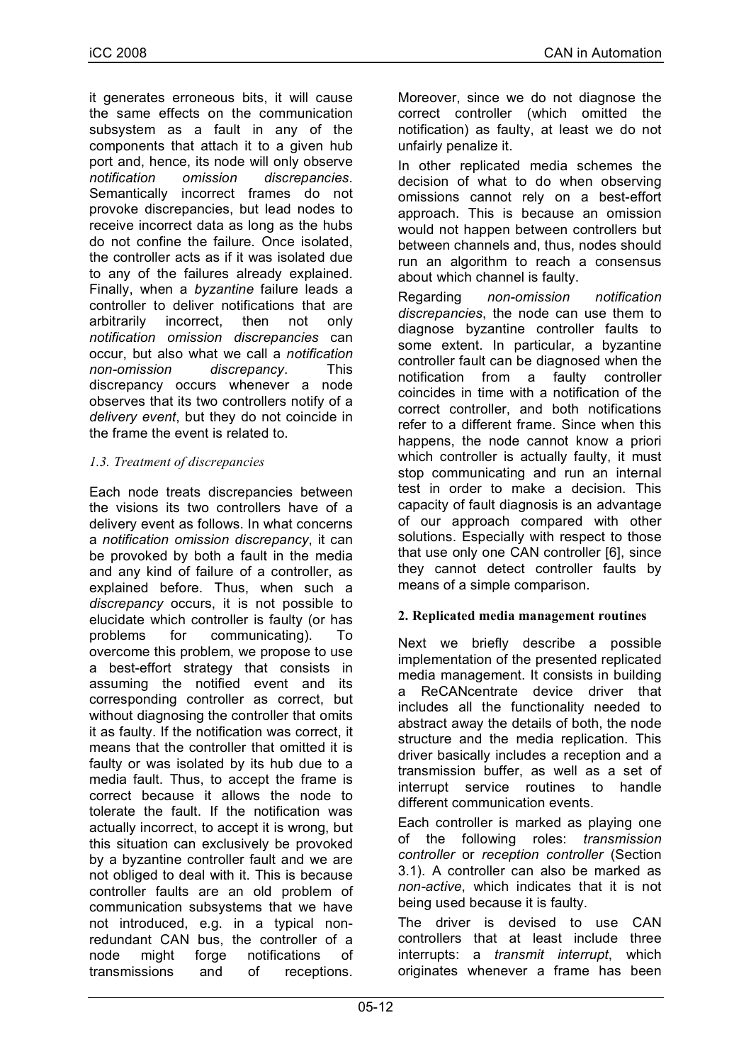it generates erroneous bits, it will cause the same effects on the communication subsystem as a fault in any of the components that attach it to a given hub port and, hence, its node will only observe *notification omission discrepancies*. Semantically incorrect frames do not provoke discrepancies, but lead nodes to receive incorrect data as long as the hubs do not confine the failure. Once isolated, the controller acts as if it was isolated due to any of the failures already explained. Finally, when a *byzantine* failure leads a controller to deliver notifications that are arbitrarily incorrect, then not only *notification omission discrepancies* can occur, but also what we call a *notification non-omission discrepancy*. This discrepancy occurs whenever a node observes that its two controllers notify of a *delivery event*, but they do not coincide in the frame the event is related to.

### *1.3. Treatment of discrepancies*

Each node treats discrepancies between the visions its two controllers have of a delivery event as follows. In what concerns a *notification omission discrepancy*, it can be provoked by both a fault in the media and any kind of failure of a controller, as explained before. Thus, when such a *discrepancy* occurs, it is not possible to elucidate which controller is faulty (or has problems for communicating). To overcome this problem, we propose to use a best-effort strategy that consists in assuming the notified event and its corresponding controller as correct, but without diagnosing the controller that omits it as faulty. If the notification was correct, it means that the controller that omitted it is faulty or was isolated by its hub due to a media fault. Thus, to accept the frame is correct because it allows the node to tolerate the fault. If the notification was actually incorrect, to accept it is wrong, but this situation can exclusively be provoked by a byzantine controller fault and we are not obliged to deal with it. This is because controller faults are an old problem of communication subsystems that we have not introduced, e.g. in a typical non-redundant CAN bus, the controller of a node might forge notifications of transmissions and of receptions. Moreover, since we do not diagnose the correct controller (which omitted the notification) as faulty, at least we do not unfairly penalize it.

In other replicated media schemes the decision of what to do when observing omissions cannot rely on a best-effort approach. This is because an omission would not happen between controllers but between channels and, thus, nodes should run an algorithm to reach a consensus about which channel is faulty.

Regarding *non-omission notification discrepancies*, the node can use them to diagnose byzantine controller faults to some extent. In particular, a byzantine controller fault can be diagnosed when the notification from a faulty controller coincides in time with a notification of the correct controller, and both notifications refer to a different frame. Since when this happens, the node cannot know a priori which controller is actually faulty, it must stop communicating and run an internal test in order to make a decision. This capacity of fault diagnosis is an advantage of our approach compared with other solutions. Especially with respect to those that use only one CAN controller [6], since they cannot detect controller faults by means of a simple comparison.

## 2. Replicated media management routines

Next we briefly describe a possible implementation of the presented replicated media management. It consists in building a ReCANcentrate device driver that includes all the functionality needed to abstract away the details of both, the node structure and the media replication. This driver basically includes a reception and a transmission buffer, as well as a set of interrupt service routines to handle different communication events.

Each controller is marked as playing one of the following roles: *transmission controller* or *reception controller* (Section 3.1). A controller can also be marked as *non-active*, which indicates that it is not being used because it is faulty.

The driver is devised to use CAN controllers that at least include three interrupts: a *transmit interrupt*, which originates whenever a frame has been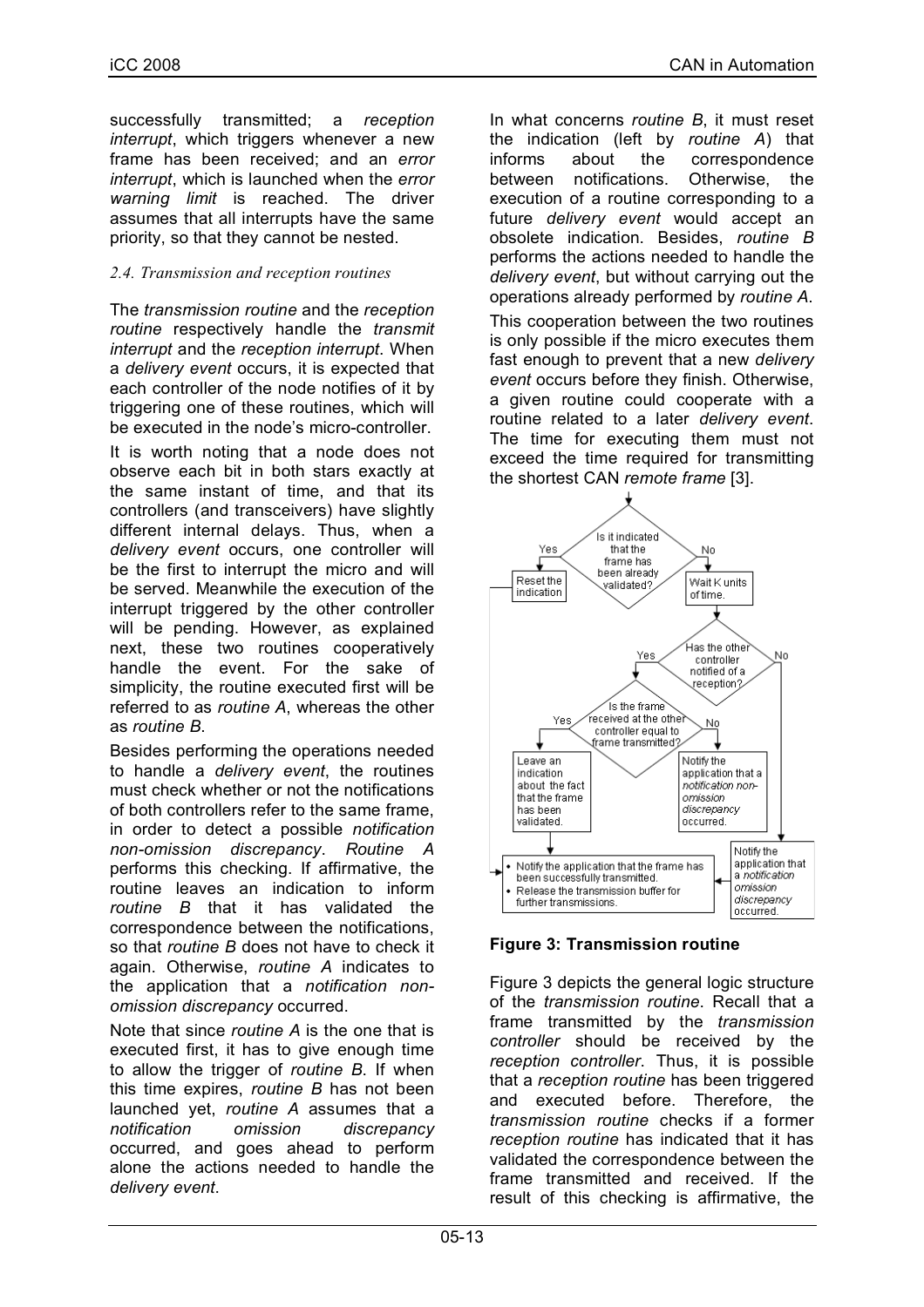successfully transmitted; a *reception interrupt*, which triggers whenever a new frame has been received; and an *error interrupt*, which is launched when the *error warning limit* is reached. The driver assumes that all interrupts have the same priority, so that they cannot be nested.

### *2.4. Transmission and reception routines*

The *transmission routine* and the *reception routine* respectively handle the *transmit interrupt* and the *reception interrupt*. When a *delivery event* occurs, it is expected that each controller of the node notifies of it by triggering one of these routines, which will be executed in the node's micro-controller.

It is worth noting that a node does not observe each bit in both stars exactly at the same instant of time, and that its controllers (and transceivers) have slightly different internal delays. Thus, when a *delivery event* occurs, one controller will be the first to interrupt the micro and will be served. Meanwhile the execution of the interrupt triggered by the other controller will be pending. However, as explained next, these two routines cooperatively handle the event. For the sake of simplicity, the routine executed first will be referred to as *routine A*, whereas the other as *routine B*.

Besides performing the operations needed to handle a *delivery event*, the routines must check whether or not the notifications of both controllers refer to the same frame, in order to detect a possible *notification non-omission discrepancy*. *Routine A* performs this checking. If affirmative, the routine leaves an indication to inform *routine B* that it has validated the correspondence between the notifications, so that *routine B* does not have to check it again. Otherwise, *routine A* indicates to the application that a *notification non-omission discrepancy* occurred.

Note that since *routine A* is the one that is executed first, it has to give enough time to allow the trigger of *routine B*. If when this time expires, *routine B* has not been launched yet, *routine A* assumes that a *notification omission discrepancy* occurred, and goes ahead to perform alone the actions needed to handle the *delivery event*.

In what concerns *routine B*, it must reset the indication (left by *routine A*) that informs about the correspondence between notifications. Otherwise, the execution of a routine corresponding to a future *delivery event* would accept an obsolete indication. Besides, *routine B* performs the actions needed to handle the *delivery event*, but without carrying out the operations already performed by *routine A*.

This cooperation between the two routines is only possible if the micro executes them fast enough to prevent that a new *delivery event* occurs before they finish. Otherwise, a given routine could cooperate with a routine related to a later *delivery event*. The time for executing them must not exceed the time required for transmitting the shortest CAN *remote frame* [3].

**Figure 3: Transmission routine**

Figure 3 depicts the general logic structure of the *transmission routine*. Recall that a frame transmitted by the *transmission controller* should be received by the *reception controller*. Thus, it is possible that a *reception routine* has been triggered and executed before. Therefore, the *transmission routine* checks if a former *reception routine* has indicated that it has validated the correspondence between the frame transmitted and received. If the result of this checking is affirmative, the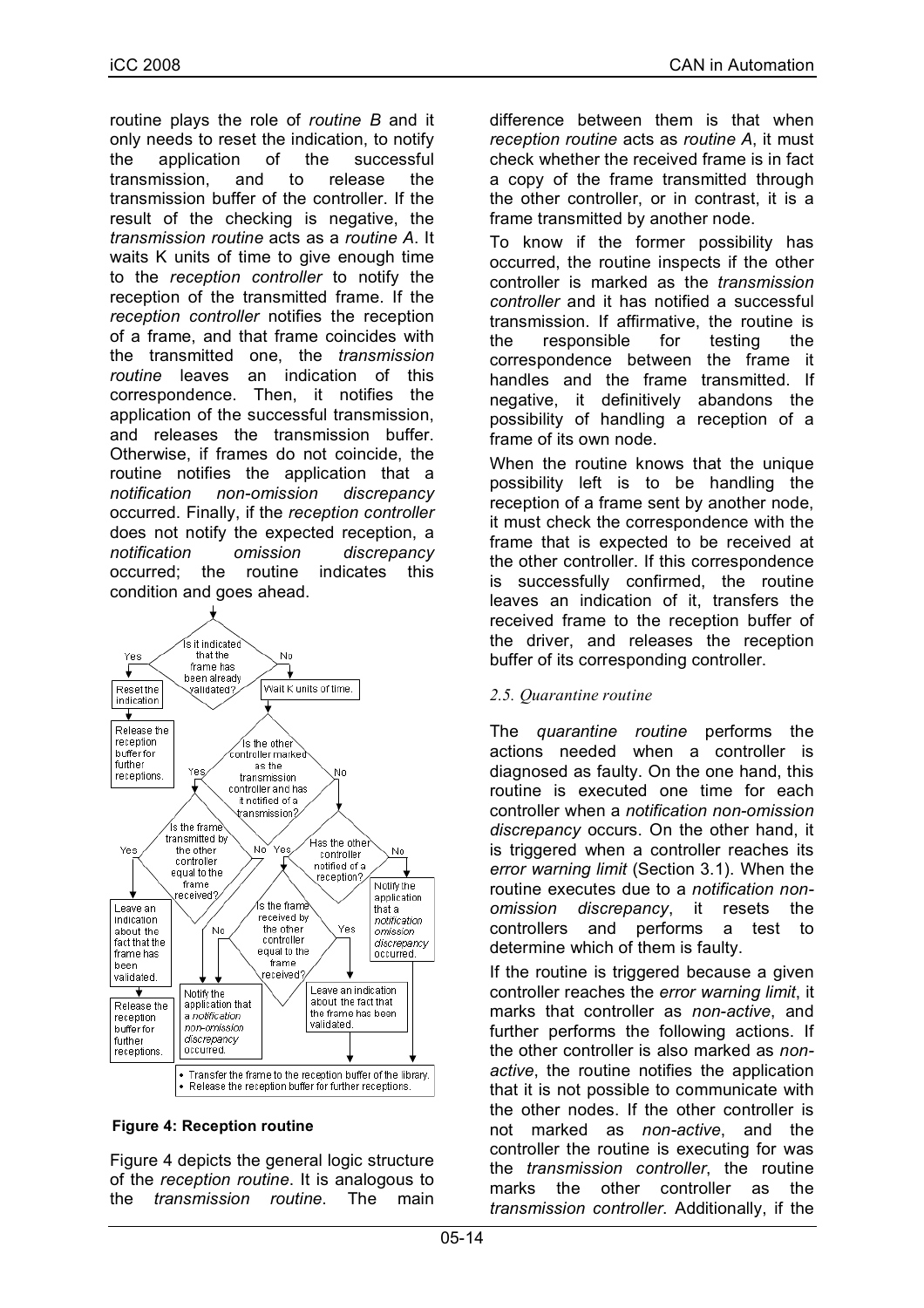routine plays the role of *routine B* and it only needs to reset the indication, to notify the application of the successful transmission, and to release the transmission buffer of the controller. If the result of the checking is negative, the *transmission routine* acts as a *routine A*. It waits K units of time to give enough time to the *reception controller* to notify the reception of the transmitted frame. If the *reception controller* notifies the reception of a frame, and that frame coincides with the transmitted one, the *transmission routine* leaves an indication of this correspondence. Then, it notifies the application of the successful transmission, and releases the transmission buffer. Otherwise, if frames do not coincide, the routine notifies the application that a *notification non-omission discrepancy* occurred. Finally, if the *reception controller* does not notify the expected reception, a *notification omission discrepancy* occurred; the routine indicates this condition and goes ahead.

**Figure 4: Reception routine**

Figure 4 depicts the general logic structure of the *reception routine*. It is analogous to the *transmission routine*. The main difference between them is that when *reception routine* acts as *routine A*, it must check whether the received frame is in fact a copy of the frame transmitted through the other controller, or in contrast, it is a frame transmitted by another node.

To know if the former possibility has occurred, the routine inspects if the other controller is marked as the *transmission controller* and it has notified a successful transmission. If affirmative, the routine is the responsible for testing the correspondence between the frame it handles and the frame transmitted. If negative, it definitively abandons the possibility of handling a reception of a frame of its own node.

When the routine knows that the unique possibility left is to be handling the reception of a frame sent by another node, it must check the correspondence with the frame that is expected to be received at the other controller. If this correspondence is successfully confirmed, the routine leaves an indication of it, transfers the received frame to the reception buffer of the driver, and releases the reception buffer of its corresponding controller.

### *2.5. Quarantine routine*

The *quarantine routine* performs the actions needed when a controller is diagnosed as faulty. On the one hand, this routine is executed one time for each controller when a *notification non-omission discrepancy* occurs. On the other hand, it is triggered when a controller reaches its *error warning limit* (Section 3.1). When the routine executes due to a *notification non-omission discrepancy*, it resets the controllers and performs a test to determine which of them is faulty.

If the routine is triggered because a given controller reaches the *error warning limit*, it marks that controller as *non-active*, and further performs the following actions. If the other controller is also marked as *non-active*, the routine notifies the application that it is not possible to communicate with the other nodes. If the other controller is not marked as *non-active*, and the controller the routine is executing for was the *transmission controller*, the routine marks the other controller as the *transmission controller*. Additionally, if the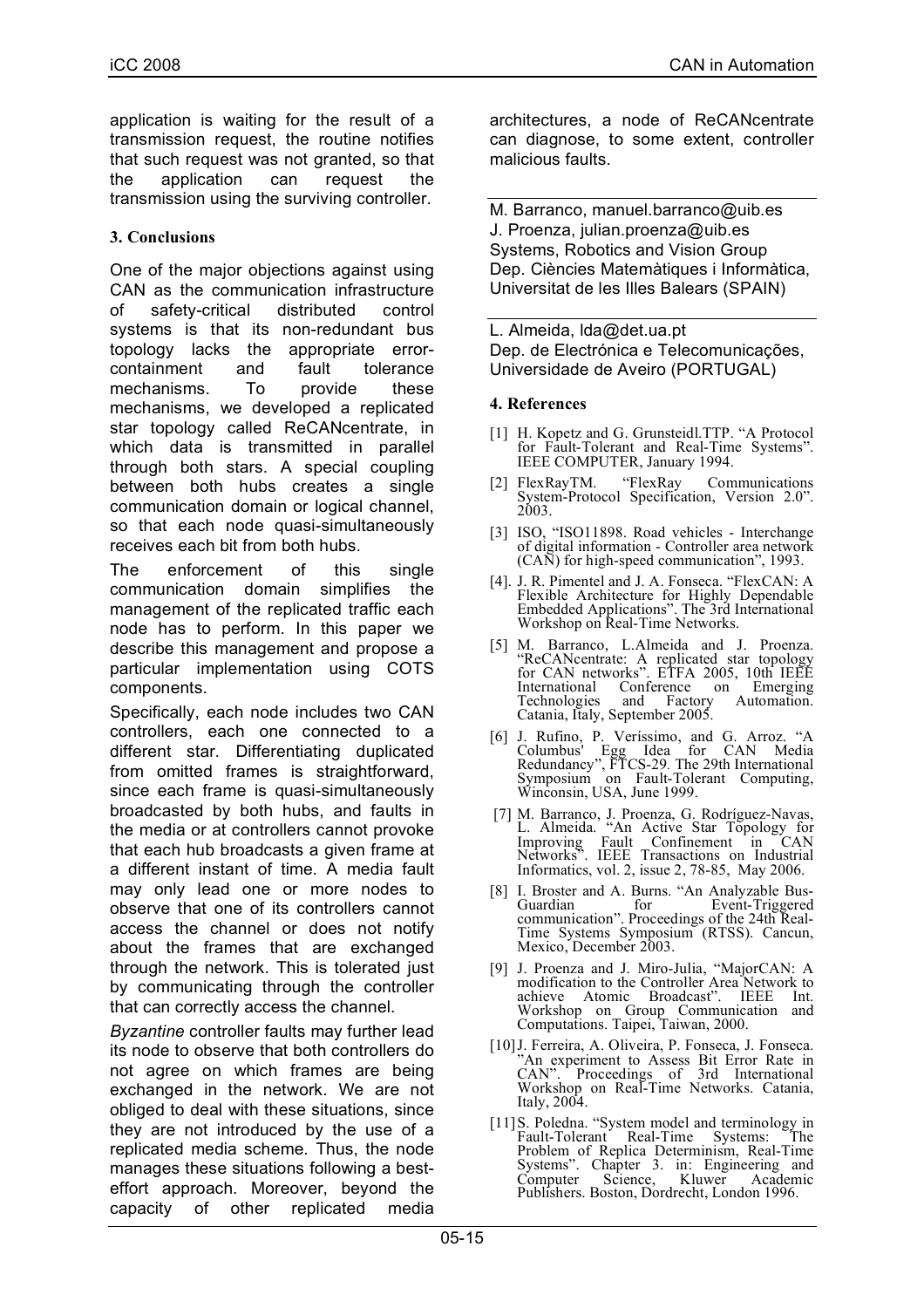application is waiting for the result of a transmission request, the routine notifies that such request was not granted, so that the application can request the transmission using the surviving controller.

## 3. Conclusions

One of the major objections against using CAN as the communication infrastructure of safety-critical distributed control systems is that its non-redundant bus topology lacks the appropriate error-containment and fault tolerance mechanisms. To provide these mechanisms, we developed a replicated star topology called ReCANcentrate, in which data is transmitted in parallel through both stars. A special coupling between both hubs creates a single communication domain or logical channel, so that each node quasi-simultaneously receives each bit from both hubs.

The enforcement of this single communication domain simplifies the management of the replicated traffic each node has to perform. In this paper we describe this management and propose a particular implementation using COTS components.

Specifically, each node includes two CAN controllers, each one connected to a different star. Differentiating duplicated from omitted frames is straightforward, since each frame is quasi-simultaneously broadcasted by both hubs, and faults in the media or at controllers cannot provoke that each hub broadcasts a given frame at a different instant of time. A media fault may only lead one or more nodes to observe that one of its controllers cannot access the channel or does not notify about the frames that are exchanged through the network. This is tolerated just by communicating through the controller that can correctly access the channel.

*Byzantine* controller faults may further lead its node to observe that both controllers do not agree on which frames are being exchanged in the network. We are not obliged to deal with these situations, since they are not introduced by the use of a replicated media scheme. Thus, the node manages these situations following a best-effort approach. Moreover, beyond the capacity of other replicated media architectures, a node of ReCANcentrate can diagnose, to some extent, controller malicious faults.

---

M. Barranco, manuel.barranco@uib.es
J. Proenza, julian.proenza@uib.es
Systems, Robotics and Vision Group
Dep. Ciències Matemàtiques i Informàtica, Universitat de les Illes Balears (SPAIN)

---

L. Almeida, lda@det.ua.pt
Dep. de Electrónica e Telecomunicações, Universidade de Aveiro (PORTUGAL)

## 4. References

[1] H. Kopetz and G. Grunsteidl.TTP. "A Protocol for Fault-Tolerant and Real-Time Systems". IEEE COMPUTER, January 1994.

[2] FlexRayTM. "FlexRay Communications System-Protocol Specification, Version 2.0". 2003.

[3] ISO, "ISO11898. Road vehicles - Interchange of digital information - Controller area network (CAN) for high-speed communication", 1993.

[4]. J. R. Pimentel and J. A. Fonseca. "FlexCAN: A Flexible Architecture for Highly Dependable Embedded Applications". The 3rd International Workshop on Real-Time Networks.

[5] M. Barranco, L.Almeida and J. Proenza. "ReCANcentrate: A replicated star topology for CAN networks". ETFA 2005, 10th IEEE International Conference on Emerging Technologies and Factory Automation. Catania, Italy, September 2005.

[6] J. Rufino, P. Veríssimo, and G. Arroz. "A Columbus' Egg Idea for CAN Media Redundancy", FTCS-29. The 29th International Symposium on Fault-Tolerant Computing, Winconsin, USA, June 1999.

[7] M. Barranco, J. Proenza, G. Rodríguez-Navas, L. Almeida. "An Active Star Topology for Improving Fault Confinement in CAN Networks". IEEE Transactions on Industrial Informatics, vol. 2, issue 2, 78-85, May 2006.

[8] I. Broster and A. Burns. "An Analyzable Bus-Guardian for Event-Triggered communication". Proceedings of the 24th Real-Time Systems Symposium (RTSS). Cancun, Mexico, December 2003.

[9] J. Proenza and J. Miro-Julia, "MajorCAN: A modification to the Controller Area Network to achieve Atomic Broadcast". IEEE Int. Workshop on Group Communication and Computations. Taipei, Taiwan, 2000.

[10] J. Ferreira, A. Oliveira, P. Fonseca, J. Fonseca. "An experiment to Assess Bit Error Rate in CAN". Proceedings of 3rd International Workshop on Real-Time Networks. Catania, Italy, 2004.

[11] S. Poledna. "System model and terminology in Fault-Tolerant Real-Time Systems: The Problem of Replica Determinism, Real-Time Systems". Chapter 3. in: Engineering and Computer Science, Kluwer Academic Publishers. Boston, Dordrecht, London 1996.